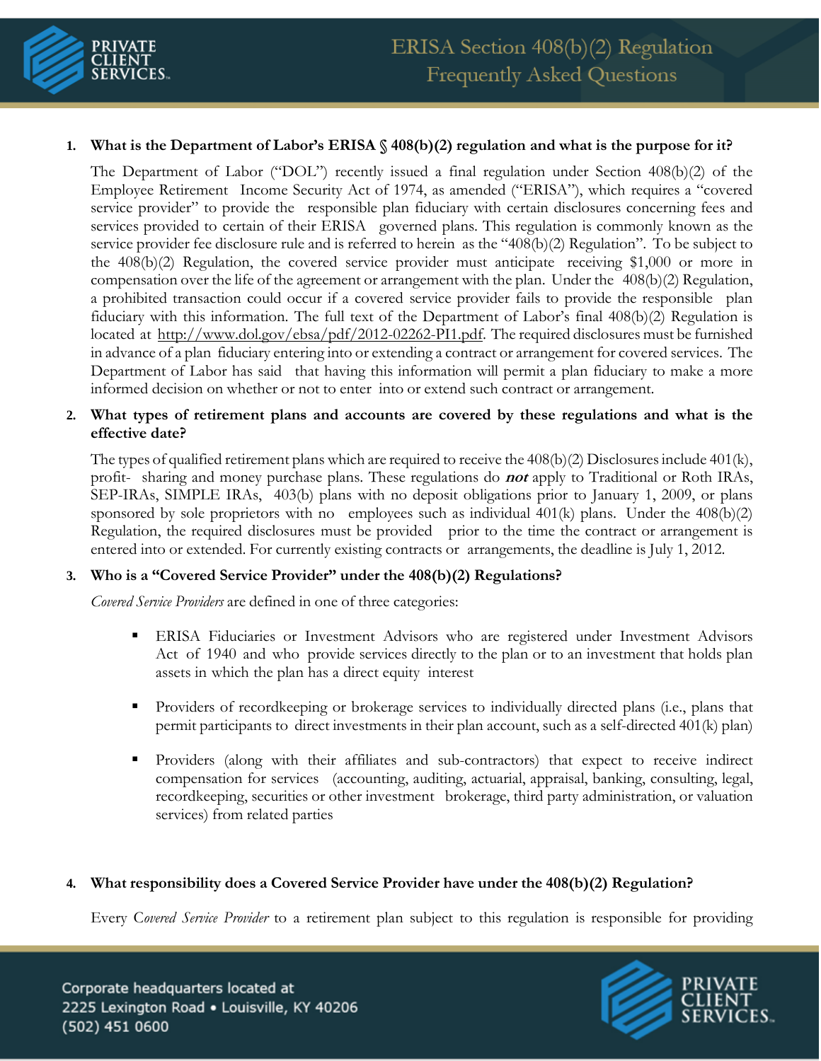# ERISA Section 408(b)(2) Regulation Frequently Asked Questions

1. **What is the Department of Labor's ERISA § 408(b)(2) regulation and what is the purpose for it?**

   The Department of Labor ("DOL") recently issued a final regulation under Section 408(b)(2) of the Employee Retirement Income Security Act of 1974, as amended ("ERISA"), which requires a "covered service provider" to provide the responsible plan fiduciary with certain disclosures concerning fees and services provided to certain of their ERISA governed plans. This regulation is commonly known as the service provider fee disclosure rule and is referred to herein as the "408(b)(2) Regulation". To be subject to the 408(b)(2) Regulation, the covered service provider must anticipate receiving $1,000 or more in compensation over the life of the agreement or arrangement with the plan. Under the 408(b)(2) Regulation, a prohibited transaction could occur if a covered service provider fails to provide the responsible plan fiduciary with this information. The full text of the Department of Labor's final 408(b)(2) Regulation is located at http://www.dol.gov/ebsa/pdf/2012-02262-PI1.pdf. The required disclosures must be furnished in advance of a plan fiduciary entering into or extending a contract or arrangement for covered services. The Department of Labor has said that having this information will permit a plan fiduciary to make a more informed decision on whether or not to enter into or extend such contract or arrangement.

2. **What types of retirement plans and accounts are covered by these regulations and what is the effective date?**

   The types of qualified retirement plans which are required to receive the 408(b)(2) Disclosures include 401(k), profit-sharing and money purchase plans. These regulations do ***not*** apply to Traditional or Roth IRAs, SEP-IRAs, SIMPLE IRAs, 403(b) plans with no deposit obligations prior to January 1, 2009, or plans sponsored by sole proprietors with no employees such as individual 401(k) plans. Under the 408(b)(2) Regulation, the required disclosures must be provided prior to the time the contract or arrangement is entered into or extended. For currently existing contracts or arrangements, the deadline is July 1, 2012.

3. **Who is a "Covered Service Provider" under the 408(b)(2) Regulations?**

   *Covered Service Providers* are defined in one of three categories:

   - ERISA Fiduciaries or Investment Advisors who are registered under Investment Advisors Act of 1940 and who provide services directly to the plan or to an investment that holds plan assets in which the plan has a direct equity interest

   - Providers of recordkeeping or brokerage services to individually directed plans (i.e., plans that permit participants to direct investments in their plan account, such as a self-directed 401(k) plan)

   - Providers (along with their affiliates and sub-contractors) that expect to receive indirect compensation for services (accounting, auditing, actuarial, appraisal, banking, consulting, legal, recordkeeping, securities or other investment brokerage, third party administration, or valuation services) from related parties

4. **What responsibility does a Covered Service Provider have under the 408(b)(2) Regulation?**

   Every *Covered Service Provider* to a retirement plan subject to this regulation is responsible for providing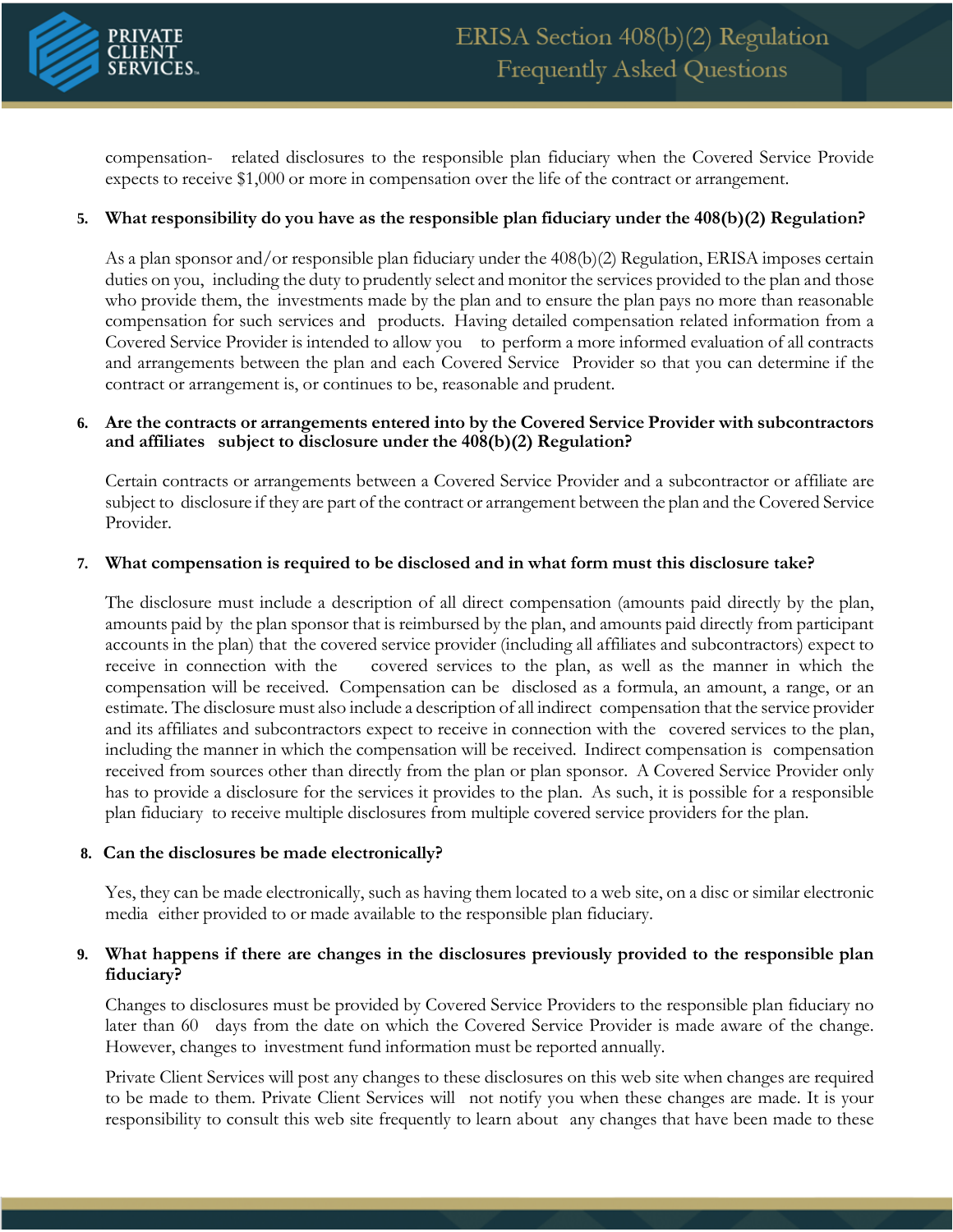compensation- related disclosures to the responsible plan fiduciary when the Covered Service Provide expects to receive $1,000 or more in compensation over the life of the contract or arrangement.

5. **What responsibility do you have as the responsible plan fiduciary under the 408(b)(2) Regulation?**

   As a plan sponsor and/or responsible plan fiduciary under the 408(b)(2) Regulation, ERISA imposes certain duties on you, including the duty to prudently select and monitor the services provided to the plan and those who provide them, the investments made by the plan and to ensure the plan pays no more than reasonable compensation for such services and products. Having detailed compensation related information from a Covered Service Provider is intended to allow you to perform a more informed evaluation of all contracts and arrangements between the plan and each Covered Service Provider so that you can determine if the contract or arrangement is, or continues to be, reasonable and prudent.

6. **Are the contracts or arrangements entered into by the Covered Service Provider with subcontractors and affiliates subject to disclosure under the 408(b)(2) Regulation?**

   Certain contracts or arrangements between a Covered Service Provider and a subcontractor or affiliate are subject to disclosure if they are part of the contract or arrangement between the plan and the Covered Service Provider.

7. **What compensation is required to be disclosed and in what form must this disclosure take?**

   The disclosure must include a description of all direct compensation (amounts paid directly by the plan, amounts paid by the plan sponsor that is reimbursed by the plan, and amounts paid directly from participant accounts in the plan) that the covered service provider (including all affiliates and subcontractors) expect to receive in connection with the covered services to the plan, as well as the manner in which the compensation will be received. Compensation can be disclosed as a formula, an amount, a range, or an estimate. The disclosure must also include a description of all indirect compensation that the service provider and its affiliates and subcontractors expect to receive in connection with the covered services to the plan, including the manner in which the compensation will be received. Indirect compensation is compensation received from sources other than directly from the plan or plan sponsor. A Covered Service Provider only has to provide a disclosure for the services it provides to the plan. As such, it is possible for a responsible plan fiduciary to receive multiple disclosures from multiple covered service providers for the plan.

8. **Can the disclosures be made electronically?**

   Yes, they can be made electronically, such as having them located to a web site, on a disc or similar electronic media either provided to or made available to the responsible plan fiduciary.

9. **What happens if there are changes in the disclosures previously provided to the responsible plan fiduciary?**

   Changes to disclosures must be provided by Covered Service Providers to the responsible plan fiduciary no later than 60 days from the date on which the Covered Service Provider is made aware of the change. However, changes to investment fund information must be reported annually.

   Private Client Services will post any changes to these disclosures on this web site when changes are required to be made to them. Private Client Services will not notify you when these changes are made. It is your responsibility to consult this web site frequently to learn about any changes that have been made to these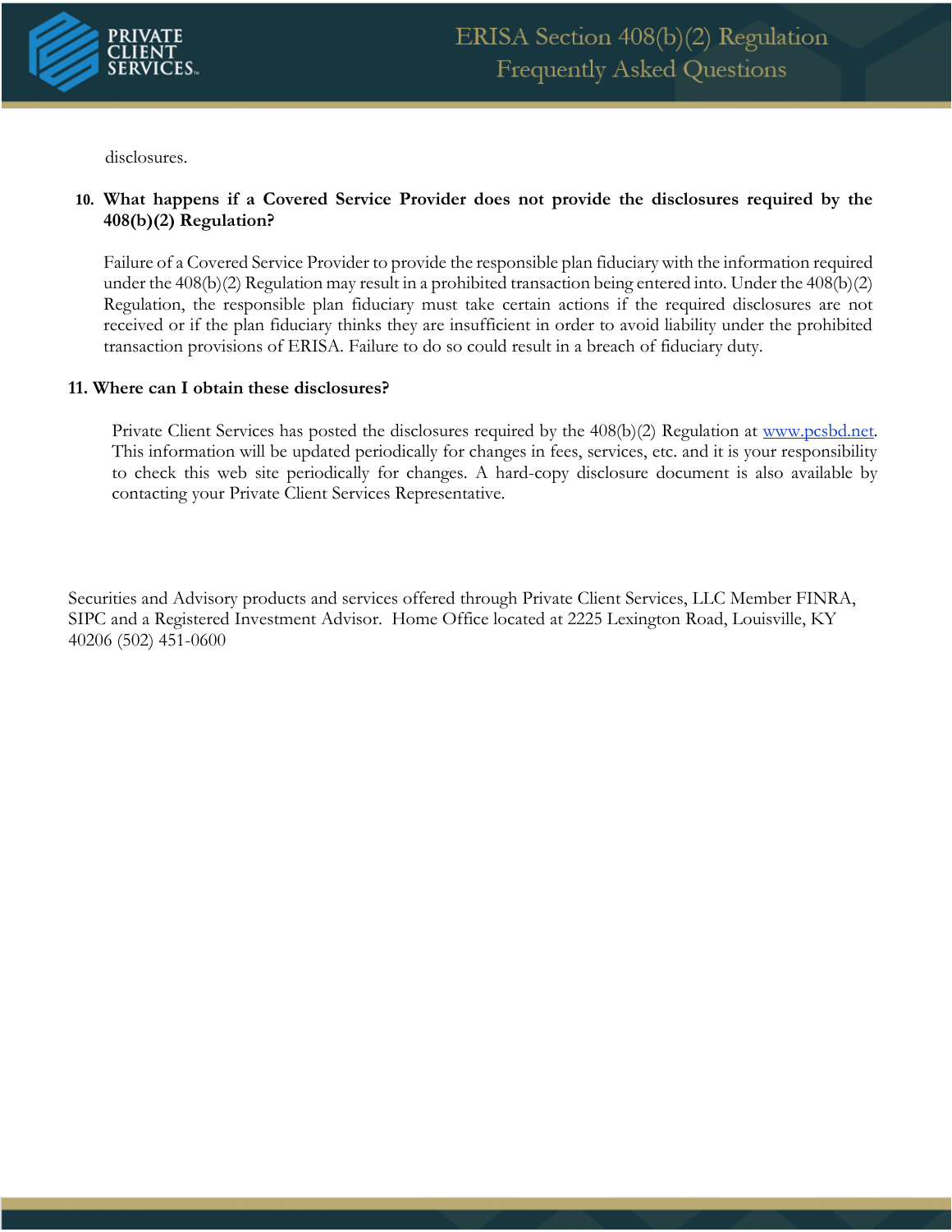disclosures.

**10. What happens if a Covered Service Provider does not provide the disclosures required by the 408(b)(2) Regulation?**

Failure of a Covered Service Provider to provide the responsible plan fiduciary with the information required under the 408(b)(2) Regulation may result in a prohibited transaction being entered into. Under the 408(b)(2) Regulation, the responsible plan fiduciary must take certain actions if the required disclosures are not received or if the plan fiduciary thinks they are insufficient in order to avoid liability under the prohibited transaction provisions of ERISA. Failure to do so could result in a breach of fiduciary duty.

**11. Where can I obtain these disclosures?**

Private Client Services has posted the disclosures required by the 408(b)(2) Regulation at [www.pcsbd.net](http://www.pcsbd.net). This information will be updated periodically for changes in fees, services, etc. and it is your responsibility to check this web site periodically for changes. A hard-copy disclosure document is also available by contacting your Private Client Services Representative.

Securities and Advisory products and services offered through Private Client Services, LLC Member FINRA, SIPC and a Registered Investment Advisor. Home Office located at 2225 Lexington Road, Louisville, KY 40206 (502) 451-0600